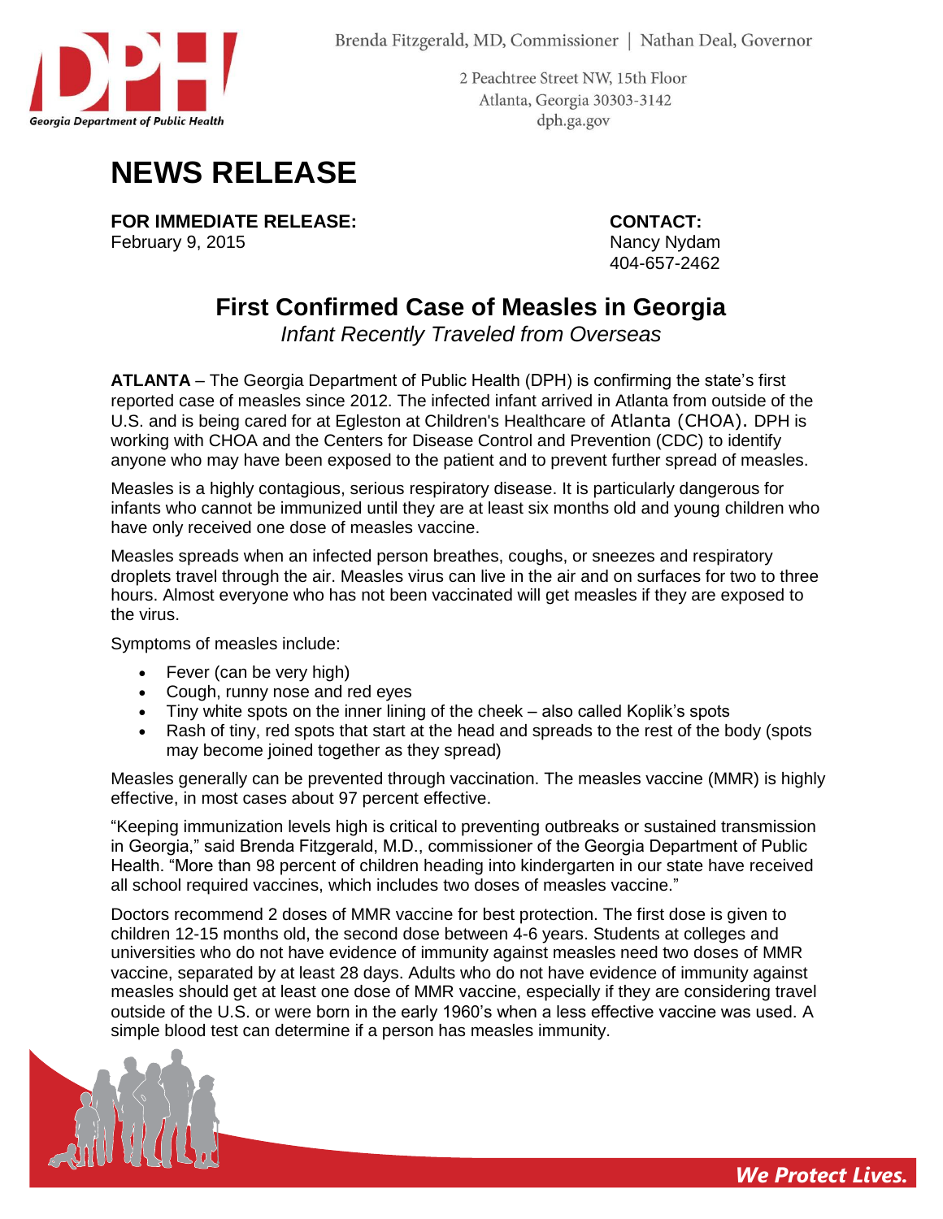Georgia Department of Public Health

Brenda Fitzgerald, MD, Commissioner | Nathan Deal, Governor

2 Peachtree Street NW, 15th Floor
Atlanta, Georgia 30303-3142
dph.ga.gov

# NEWS RELEASE

**FOR IMMEDIATE RELEASE:**
February 9, 2015

**CONTACT:**
Nancy Nydam
404-657-2462

## First Confirmed Case of Measles in Georgia

*Infant Recently Traveled from Overseas*

**ATLANTA** – The Georgia Department of Public Health (DPH) is confirming the state's first reported case of measles since 2012. The infected infant arrived in Atlanta from outside of the U.S. and is being cared for at Egleston at Children's Healthcare of Atlanta (CHOA). DPH is working with CHOA and the Centers for Disease Control and Prevention (CDC) to identify anyone who may have been exposed to the patient and to prevent further spread of measles.

Measles is a highly contagious, serious respiratory disease. It is particularly dangerous for infants who cannot be immunized until they are at least six months old and young children who have only received one dose of measles vaccine.

Measles spreads when an infected person breathes, coughs, or sneezes and respiratory droplets travel through the air. Measles virus can live in the air and on surfaces for two to three hours. Almost everyone who has not been vaccinated will get measles if they are exposed to the virus.

Symptoms of measles include:

- Fever (can be very high)
- Cough, runny nose and red eyes
- Tiny white spots on the inner lining of the cheek – also called Koplik's spots
- Rash of tiny, red spots that start at the head and spreads to the rest of the body (spots may become joined together as they spread)

Measles generally can be prevented through vaccination. The measles vaccine (MMR) is highly effective, in most cases about 97 percent effective.

"Keeping immunization levels high is critical to preventing outbreaks or sustained transmission in Georgia," said Brenda Fitzgerald, M.D., commissioner of the Georgia Department of Public Health. "More than 98 percent of children heading into kindergarten in our state have received all school required vaccines, which includes two doses of measles vaccine."

Doctors recommend 2 doses of MMR vaccine for best protection. The first dose is given to children 12-15 months old, the second dose between 4-6 years. Students at colleges and universities who do not have evidence of immunity against measles need two doses of MMR vaccine, separated by at least 28 days. Adults who do not have evidence of immunity against measles should get at least one dose of MMR vaccine, especially if they are considering travel outside of the U.S. or were born in the early 1960's when a less effective vaccine was used. A simple blood test can determine if a person has measles immunity.

*We Protect Lives.*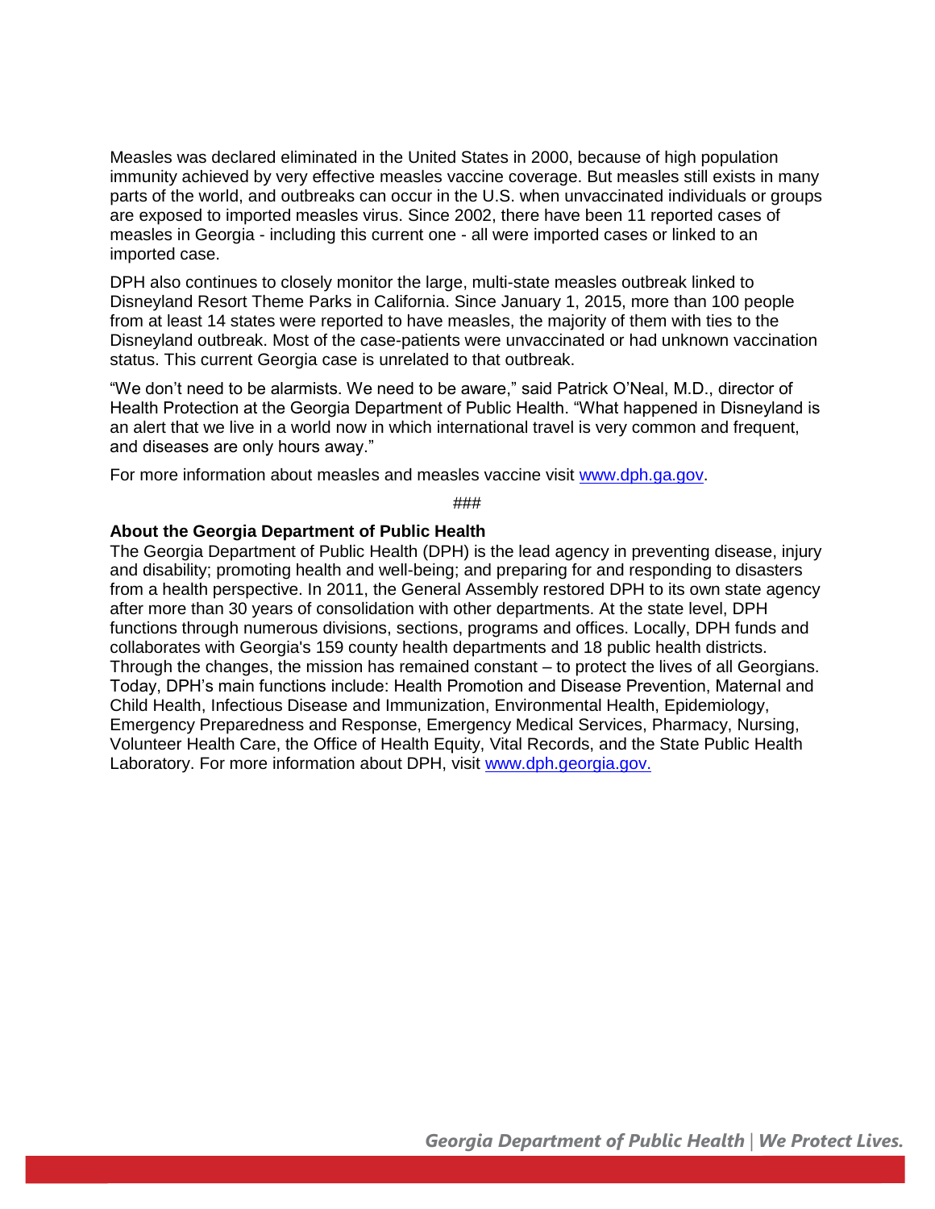Measles was declared eliminated in the United States in 2000, because of high population immunity achieved by very effective measles vaccine coverage. But measles still exists in many parts of the world, and outbreaks can occur in the U.S. when unvaccinated individuals or groups are exposed to imported measles virus. Since 2002, there have been 11 reported cases of measles in Georgia - including this current one - all were imported cases or linked to an imported case.

DPH also continues to closely monitor the large, multi-state measles outbreak linked to Disneyland Resort Theme Parks in California. Since January 1, 2015, more than 100 people from at least 14 states were reported to have measles, the majority of them with ties to the Disneyland outbreak. Most of the case-patients were unvaccinated or had unknown vaccination status. This current Georgia case is unrelated to that outbreak.

"We don't need to be alarmists. We need to be aware," said Patrick O'Neal, M.D., director of Health Protection at the Georgia Department of Public Health. "What happened in Disneyland is an alert that we live in a world now in which international travel is very common and frequent, and diseases are only hours away."

For more information about measles and measles vaccine visit www.dph.ga.gov.

###

**About the Georgia Department of Public Health**

The Georgia Department of Public Health (DPH) is the lead agency in preventing disease, injury and disability; promoting health and well-being; and preparing for and responding to disasters from a health perspective. In 2011, the General Assembly restored DPH to its own state agency after more than 30 years of consolidation with other departments. At the state level, DPH functions through numerous divisions, sections, programs and offices. Locally, DPH funds and collaborates with Georgia's 159 county health departments and 18 public health districts. Through the changes, the mission has remained constant – to protect the lives of all Georgians. Today, DPH's main functions include: Health Promotion and Disease Prevention, Maternal and Child Health, Infectious Disease and Immunization, Environmental Health, Epidemiology, Emergency Preparedness and Response, Emergency Medical Services, Pharmacy, Nursing, Volunteer Health Care, the Office of Health Equity, Vital Records, and the State Public Health Laboratory. For more information about DPH, visit www.dph.georgia.gov.